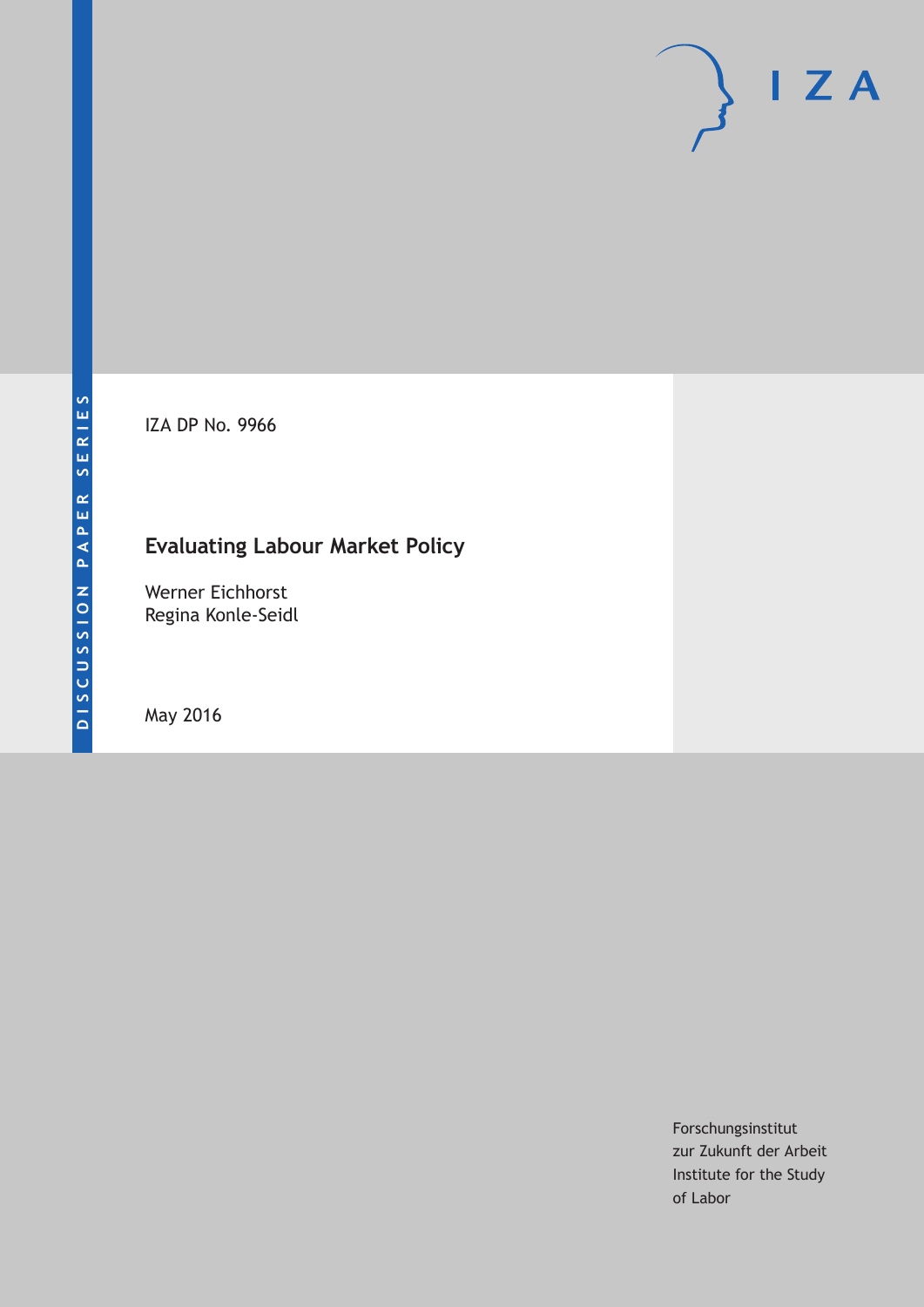DISCUSSION PAPER SERIES

IZA

IZA DP No. 9966

# Evaluating Labour Market Policy

Werner Eichhorst
Regina Konle-Seidl

May 2016

Forschungsinstitut
zur Zukunft der Arbeit
Institute for the Study
of Labor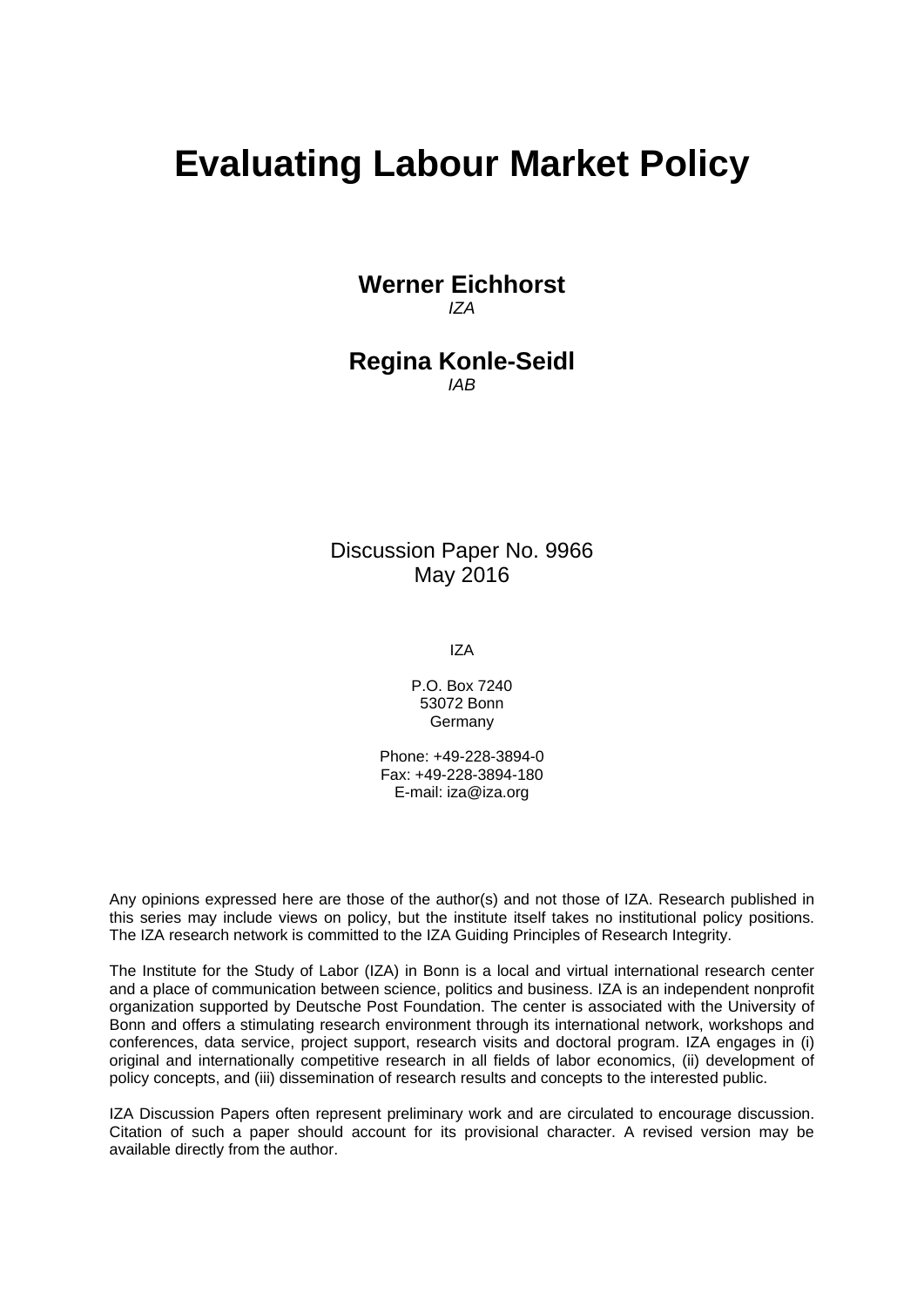# Evaluating Labour Market Policy

**Werner Eichhorst**
*IZA*

**Regina Konle-Seidl**
*IAB*

Discussion Paper No. 9966
May 2016

IZA

P.O. Box 7240
53072 Bonn
Germany

Phone: +49-228-3894-0
Fax: +49-228-3894-180
E-mail: iza@iza.org

Any opinions expressed here are those of the author(s) and not those of IZA. Research published in this series may include views on policy, but the institute itself takes no institutional policy positions. The IZA research network is committed to the IZA Guiding Principles of Research Integrity.

The Institute for the Study of Labor (IZA) in Bonn is a local and virtual international research center and a place of communication between science, politics and business. IZA is an independent nonprofit organization supported by Deutsche Post Foundation. The center is associated with the University of Bonn and offers a stimulating research environment through its international network, workshops and conferences, data service, project support, research visits and doctoral program. IZA engages in (i) original and internationally competitive research in all fields of labor economics, (ii) development of policy concepts, and (iii) dissemination of research results and concepts to the interested public.

IZA Discussion Papers often represent preliminary work and are circulated to encourage discussion. Citation of such a paper should account for its provisional character. A revised version may be available directly from the author.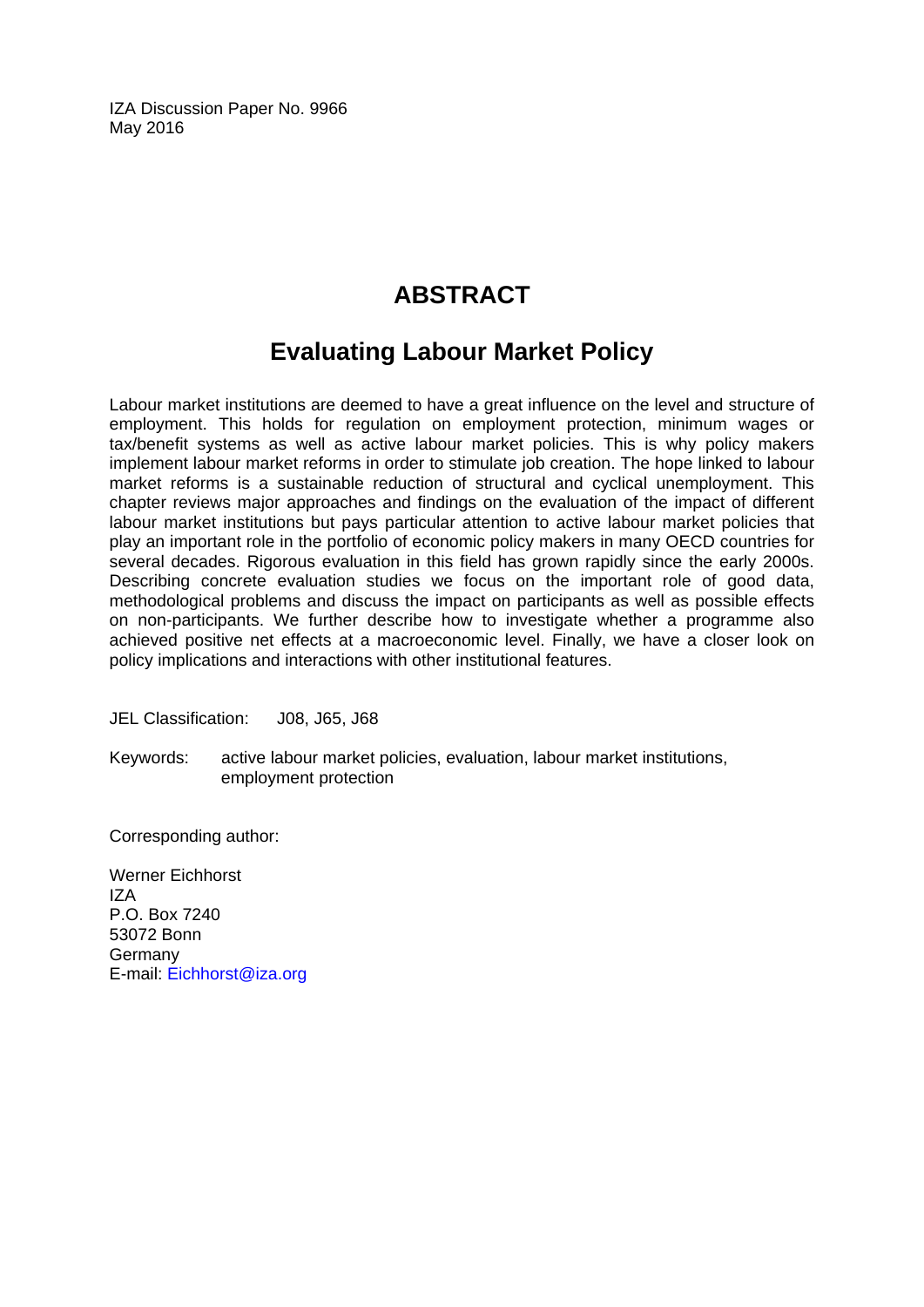IZA Discussion Paper No. 9966
May 2016

# ABSTRACT

## Evaluating Labour Market Policy

Labour market institutions are deemed to have a great influence on the level and structure of employment. This holds for regulation on employment protection, minimum wages or tax/benefit systems as well as active labour market policies. This is why policy makers implement labour market reforms in order to stimulate job creation. The hope linked to labour market reforms is a sustainable reduction of structural and cyclical unemployment. This chapter reviews major approaches and findings on the evaluation of the impact of different labour market institutions but pays particular attention to active labour market policies that play an important role in the portfolio of economic policy makers in many OECD countries for several decades. Rigorous evaluation in this field has grown rapidly since the early 2000s. Describing concrete evaluation studies we focus on the important role of good data, methodological problems and discuss the impact on participants as well as possible effects on non-participants. We further describe how to investigate whether a programme also achieved positive net effects at a macroeconomic level. Finally, we have a closer look on policy implications and interactions with other institutional features.

JEL Classification: J08, J65, J68

Keywords: active labour market policies, evaluation, labour market institutions, employment protection

Corresponding author:

Werner Eichhorst
IZA
P.O. Box 7240
53072 Bonn
Germany
E-mail: Eichhorst@iza.org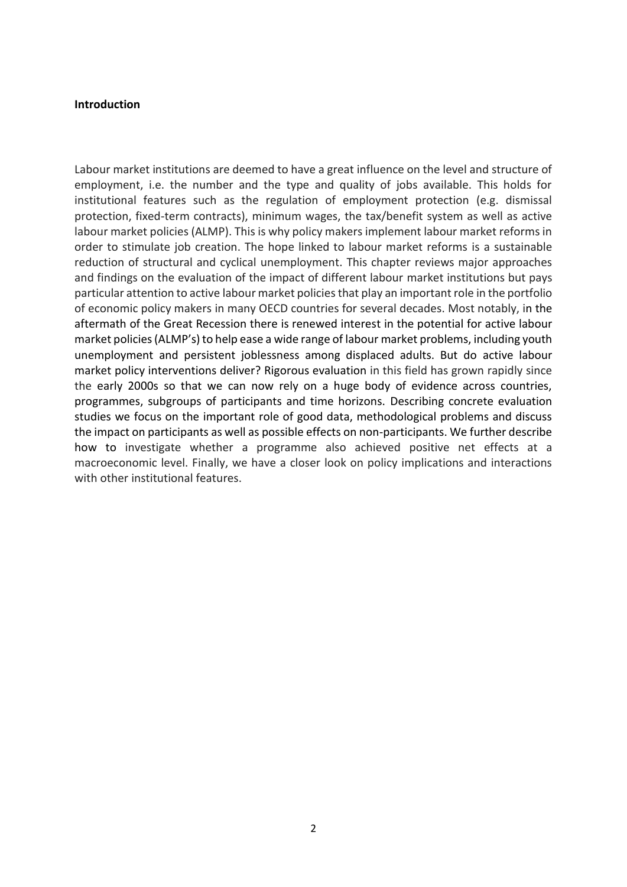**Introduction**

Labour market institutions are deemed to have a great influence on the level and structure of employment, i.e. the number and the type and quality of jobs available. This holds for institutional features such as the regulation of employment protection (e.g. dismissal protection, fixed-term contracts), minimum wages, the tax/benefit system as well as active labour market policies (ALMP). This is why policy makers implement labour market reforms in order to stimulate job creation. The hope linked to labour market reforms is a sustainable reduction of structural and cyclical unemployment. This chapter reviews major approaches and findings on the evaluation of the impact of different labour market institutions but pays particular attention to active labour market policies that play an important role in the portfolio of economic policy makers in many OECD countries for several decades. Most notably, in the aftermath of the Great Recession there is renewed interest in the potential for active labour market policies (ALMP's) to help ease a wide range of labour market problems, including youth unemployment and persistent joblessness among displaced adults. But do active labour market policy interventions deliver? Rigorous evaluation in this field has grown rapidly since the early 2000s so that we can now rely on a huge body of evidence across countries, programmes, subgroups of participants and time horizons. Describing concrete evaluation studies we focus on the important role of good data, methodological problems and discuss the impact on participants as well as possible effects on non-participants. We further describe how to investigate whether a programme also achieved positive net effects at a macroeconomic level. Finally, we have a closer look on policy implications and interactions with other institutional features.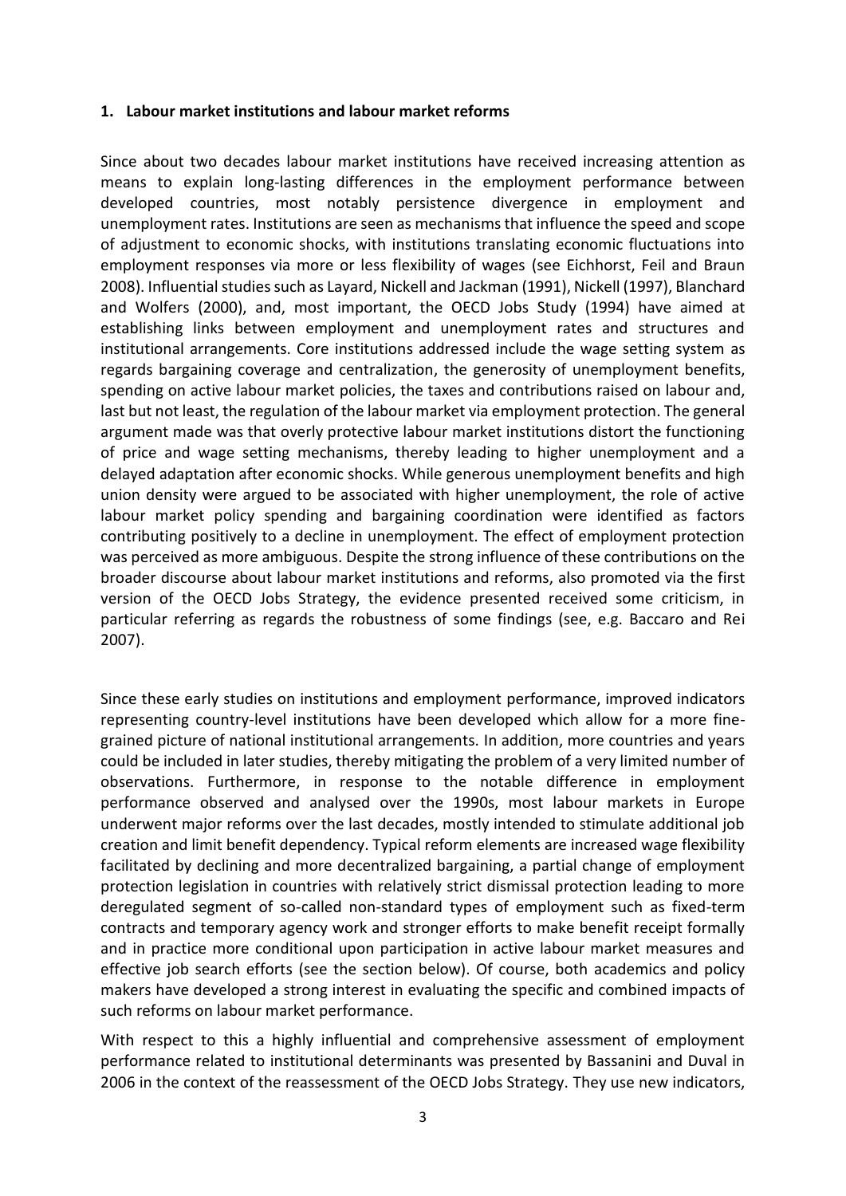## 1. Labour market institutions and labour market reforms

Since about two decades labour market institutions have received increasing attention as means to explain long-lasting differences in the employment performance between developed countries, most notably persistence divergence in employment and unemployment rates. Institutions are seen as mechanisms that influence the speed and scope of adjustment to economic shocks, with institutions translating economic fluctuations into employment responses via more or less flexibility of wages (see Eichhorst, Feil and Braun 2008). Influential studies such as Layard, Nickell and Jackman (1991), Nickell (1997), Blanchard and Wolfers (2000), and, most important, the OECD Jobs Study (1994) have aimed at establishing links between employment and unemployment rates and structures and institutional arrangements. Core institutions addressed include the wage setting system as regards bargaining coverage and centralization, the generosity of unemployment benefits, spending on active labour market policies, the taxes and contributions raised on labour and, last but not least, the regulation of the labour market via employment protection. The general argument made was that overly protective labour market institutions distort the functioning of price and wage setting mechanisms, thereby leading to higher unemployment and a delayed adaptation after economic shocks. While generous unemployment benefits and high union density were argued to be associated with higher unemployment, the role of active labour market policy spending and bargaining coordination were identified as factors contributing positively to a decline in unemployment. The effect of employment protection was perceived as more ambiguous. Despite the strong influence of these contributions on the broader discourse about labour market institutions and reforms, also promoted via the first version of the OECD Jobs Strategy, the evidence presented received some criticism, in particular referring as regards the robustness of some findings (see, e.g. Baccaro and Rei 2007).

Since these early studies on institutions and employment performance, improved indicators representing country-level institutions have been developed which allow for a more fine-grained picture of national institutional arrangements. In addition, more countries and years could be included in later studies, thereby mitigating the problem of a very limited number of observations. Furthermore, in response to the notable difference in employment performance observed and analysed over the 1990s, most labour markets in Europe underwent major reforms over the last decades, mostly intended to stimulate additional job creation and limit benefit dependency. Typical reform elements are increased wage flexibility facilitated by declining and more decentralized bargaining, a partial change of employment protection legislation in countries with relatively strict dismissal protection leading to more deregulated segment of so-called non-standard types of employment such as fixed-term contracts and temporary agency work and stronger efforts to make benefit receipt formally and in practice more conditional upon participation in active labour market measures and effective job search efforts (see the section below). Of course, both academics and policy makers have developed a strong interest in evaluating the specific and combined impacts of such reforms on labour market performance.

With respect to this a highly influential and comprehensive assessment of employment performance related to institutional determinants was presented by Bassanini and Duval in 2006 in the context of the reassessment of the OECD Jobs Strategy. They use new indicators,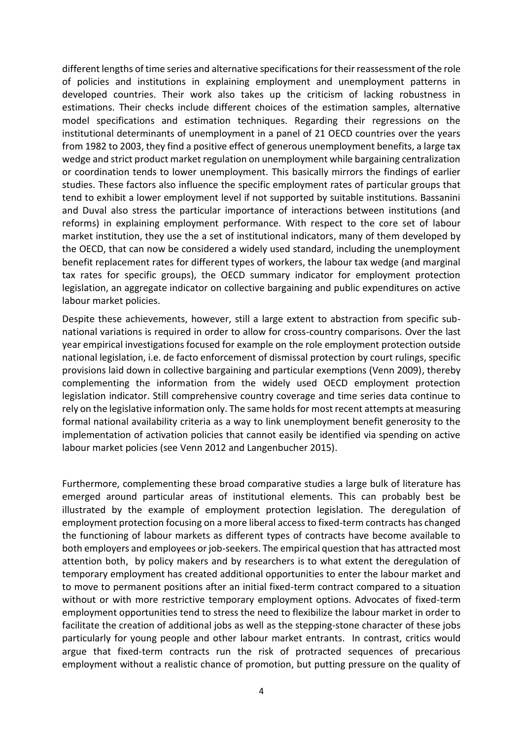different lengths of time series and alternative specifications for their reassessment of the role of policies and institutions in explaining employment and unemployment patterns in developed countries. Their work also takes up the criticism of lacking robustness in estimations. Their checks include different choices of the estimation samples, alternative model specifications and estimation techniques. Regarding their regressions on the institutional determinants of unemployment in a panel of 21 OECD countries over the years from 1982 to 2003, they find a positive effect of generous unemployment benefits, a large tax wedge and strict product market regulation on unemployment while bargaining centralization or coordination tends to lower unemployment. This basically mirrors the findings of earlier studies. These factors also influence the specific employment rates of particular groups that tend to exhibit a lower employment level if not supported by suitable institutions. Bassanini and Duval also stress the particular importance of interactions between institutions (and reforms) in explaining employment performance. With respect to the core set of labour market institution, they use the a set of institutional indicators, many of them developed by the OECD, that can now be considered a widely used standard, including the unemployment benefit replacement rates for different types of workers, the labour tax wedge (and marginal tax rates for specific groups), the OECD summary indicator for employment protection legislation, an aggregate indicator on collective bargaining and public expenditures on active labour market policies.

Despite these achievements, however, still a large extent to abstraction from specific sub-national variations is required in order to allow for cross-country comparisons. Over the last year empirical investigations focused for example on the role employment protection outside national legislation, i.e. de facto enforcement of dismissal protection by court rulings, specific provisions laid down in collective bargaining and particular exemptions (Venn 2009), thereby complementing the information from the widely used OECD employment protection legislation indicator. Still comprehensive country coverage and time series data continue to rely on the legislative information only. The same holds for most recent attempts at measuring formal national availability criteria as a way to link unemployment benefit generosity to the implementation of activation policies that cannot easily be identified via spending on active labour market policies (see Venn 2012 and Langenbucher 2015).

Furthermore, complementing these broad comparative studies a large bulk of literature has emerged around particular areas of institutional elements. This can probably best be illustrated by the example of employment protection legislation. The deregulation of employment protection focusing on a more liberal access to fixed-term contracts has changed the functioning of labour markets as different types of contracts have become available to both employers and employees or job-seekers. The empirical question that has attracted most attention both, by policy makers and by researchers is to what extent the deregulation of temporary employment has created additional opportunities to enter the labour market and to move to permanent positions after an initial fixed-term contract compared to a situation without or with more restrictive temporary employment options. Advocates of fixed-term employment opportunities tend to stress the need to flexibilize the labour market in order to facilitate the creation of additional jobs as well as the stepping-stone character of these jobs particularly for young people and other labour market entrants. In contrast, critics would argue that fixed-term contracts run the risk of protracted sequences of precarious employment without a realistic chance of promotion, but putting pressure on the quality of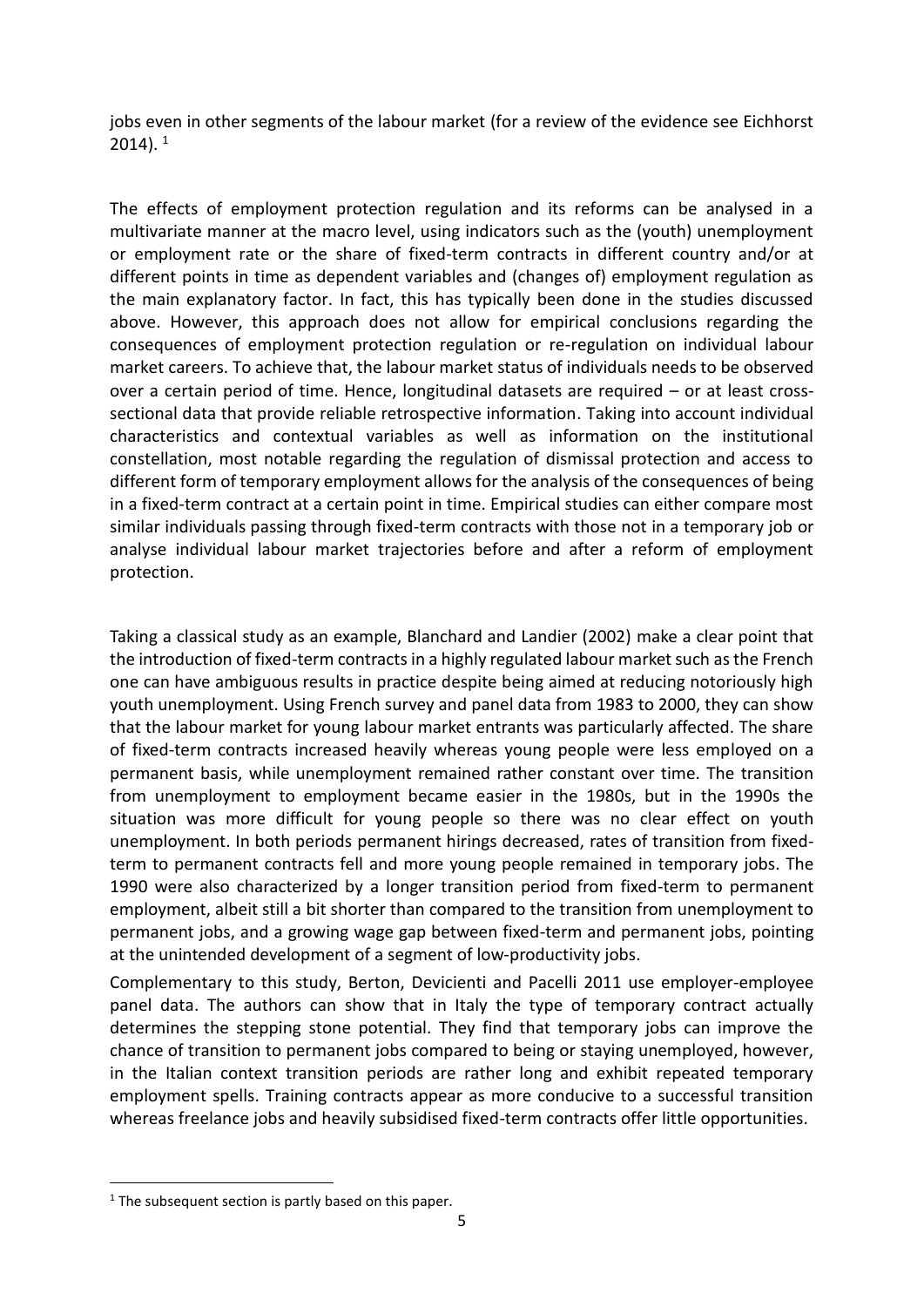jobs even in other segments of the labour market (for a review of the evidence see Eichhorst 2014). [1]

The effects of employment protection regulation and its reforms can be analysed in a multivariate manner at the macro level, using indicators such as the (youth) unemployment or employment rate or the share of fixed-term contracts in different country and/or at different points in time as dependent variables and (changes of) employment regulation as the main explanatory factor. In fact, this has typically been done in the studies discussed above. However, this approach does not allow for empirical conclusions regarding the consequences of employment protection regulation or re-regulation on individual labour market careers. To achieve that, the labour market status of individuals needs to be observed over a certain period of time. Hence, longitudinal datasets are required – or at least cross-sectional data that provide reliable retrospective information. Taking into account individual characteristics and contextual variables as well as information on the institutional constellation, most notable regarding the regulation of dismissal protection and access to different form of temporary employment allows for the analysis of the consequences of being in a fixed-term contract at a certain point in time. Empirical studies can either compare most similar individuals passing through fixed-term contracts with those not in a temporary job or analyse individual labour market trajectories before and after a reform of employment protection.

Taking a classical study as an example, Blanchard and Landier (2002) make a clear point that the introduction of fixed-term contracts in a highly regulated labour market such as the French one can have ambiguous results in practice despite being aimed at reducing notoriously high youth unemployment. Using French survey and panel data from 1983 to 2000, they can show that the labour market for young labour market entrants was particularly affected. The share of fixed-term contracts increased heavily whereas young people were less employed on a permanent basis, while unemployment remained rather constant over time. The transition from unemployment to employment became easier in the 1980s, but in the 1990s the situation was more difficult for young people so there was no clear effect on youth unemployment. In both periods permanent hirings decreased, rates of transition from fixed-term to permanent contracts fell and more young people remained in temporary jobs. The 1990 were also characterized by a longer transition period from fixed-term to permanent employment, albeit still a bit shorter than compared to the transition from unemployment to permanent jobs, and a growing wage gap between fixed-term and permanent jobs, pointing at the unintended development of a segment of low-productivity jobs.

Complementary to this study, Berton, Devicienti and Pacelli 2011 use employer-employee panel data. The authors can show that in Italy the type of temporary contract actually determines the stepping stone potential. They find that temporary jobs can improve the chance of transition to permanent jobs compared to being or staying unemployed, however, in the Italian context transition periods are rather long and exhibit repeated temporary employment spells. Training contracts appear as more conducive to a successful transition whereas freelance jobs and heavily subsidised fixed-term contracts offer little opportunities.

[1] The subsequent section is partly based on this paper.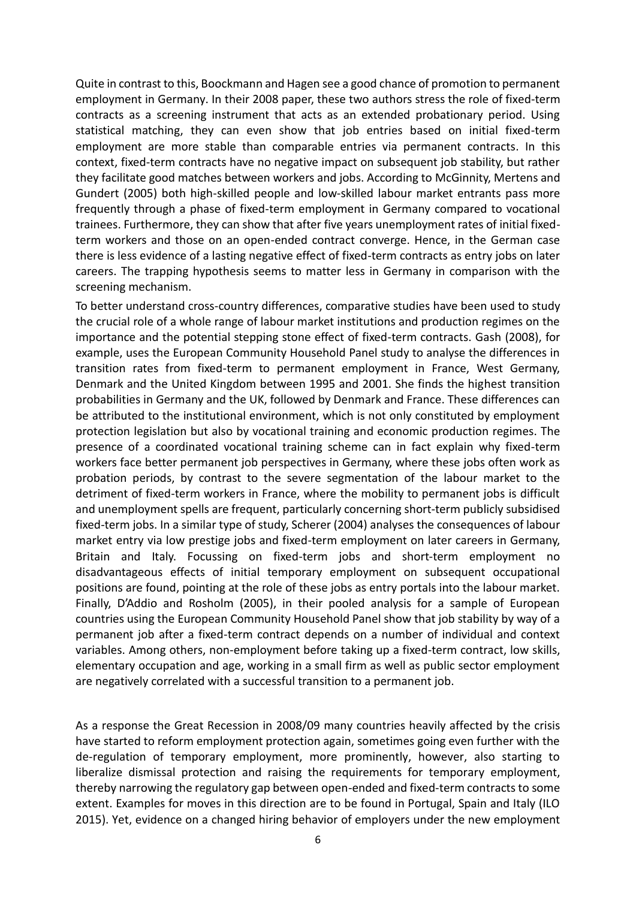Quite in contrast to this, Boockmann and Hagen see a good chance of promotion to permanent employment in Germany. In their 2008 paper, these two authors stress the role of fixed-term contracts as a screening instrument that acts as an extended probationary period. Using statistical matching, they can even show that job entries based on initial fixed-term employment are more stable than comparable entries via permanent contracts. In this context, fixed-term contracts have no negative impact on subsequent job stability, but rather they facilitate good matches between workers and jobs. According to McGinnity, Mertens and Gundert (2005) both high-skilled people and low-skilled labour market entrants pass more frequently through a phase of fixed-term employment in Germany compared to vocational trainees. Furthermore, they can show that after five years unemployment rates of initial fixed-term workers and those on an open-ended contract converge. Hence, in the German case there is less evidence of a lasting negative effect of fixed-term contracts as entry jobs on later careers. The trapping hypothesis seems to matter less in Germany in comparison with the screening mechanism.

To better understand cross-country differences, comparative studies have been used to study the crucial role of a whole range of labour market institutions and production regimes on the importance and the potential stepping stone effect of fixed-term contracts. Gash (2008), for example, uses the European Community Household Panel study to analyse the differences in transition rates from fixed-term to permanent employment in France, West Germany, Denmark and the United Kingdom between 1995 and 2001. She finds the highest transition probabilities in Germany and the UK, followed by Denmark and France. These differences can be attributed to the institutional environment, which is not only constituted by employment protection legislation but also by vocational training and economic production regimes. The presence of a coordinated vocational training scheme can in fact explain why fixed-term workers face better permanent job perspectives in Germany, where these jobs often work as probation periods, by contrast to the severe segmentation of the labour market to the detriment of fixed-term workers in France, where the mobility to permanent jobs is difficult and unemployment spells are frequent, particularly concerning short-term publicly subsidised fixed-term jobs. In a similar type of study, Scherer (2004) analyses the consequences of labour market entry via low prestige jobs and fixed-term employment on later careers in Germany, Britain and Italy. Focussing on fixed-term jobs and short-term employment no disadvantageous effects of initial temporary employment on subsequent occupational positions are found, pointing at the role of these jobs as entry portals into the labour market. Finally, D'Addio and Rosholm (2005), in their pooled analysis for a sample of European countries using the European Community Household Panel show that job stability by way of a permanent job after a fixed-term contract depends on a number of individual and context variables. Among others, non-employment before taking up a fixed-term contract, low skills, elementary occupation and age, working in a small firm as well as public sector employment are negatively correlated with a successful transition to a permanent job.

As a response the Great Recession in 2008/09 many countries heavily affected by the crisis have started to reform employment protection again, sometimes going even further with the de-regulation of temporary employment, more prominently, however, also starting to liberalize dismissal protection and raising the requirements for temporary employment, thereby narrowing the regulatory gap between open-ended and fixed-term contracts to some extent. Examples for moves in this direction are to be found in Portugal, Spain and Italy (ILO 2015). Yet, evidence on a changed hiring behavior of employers under the new employment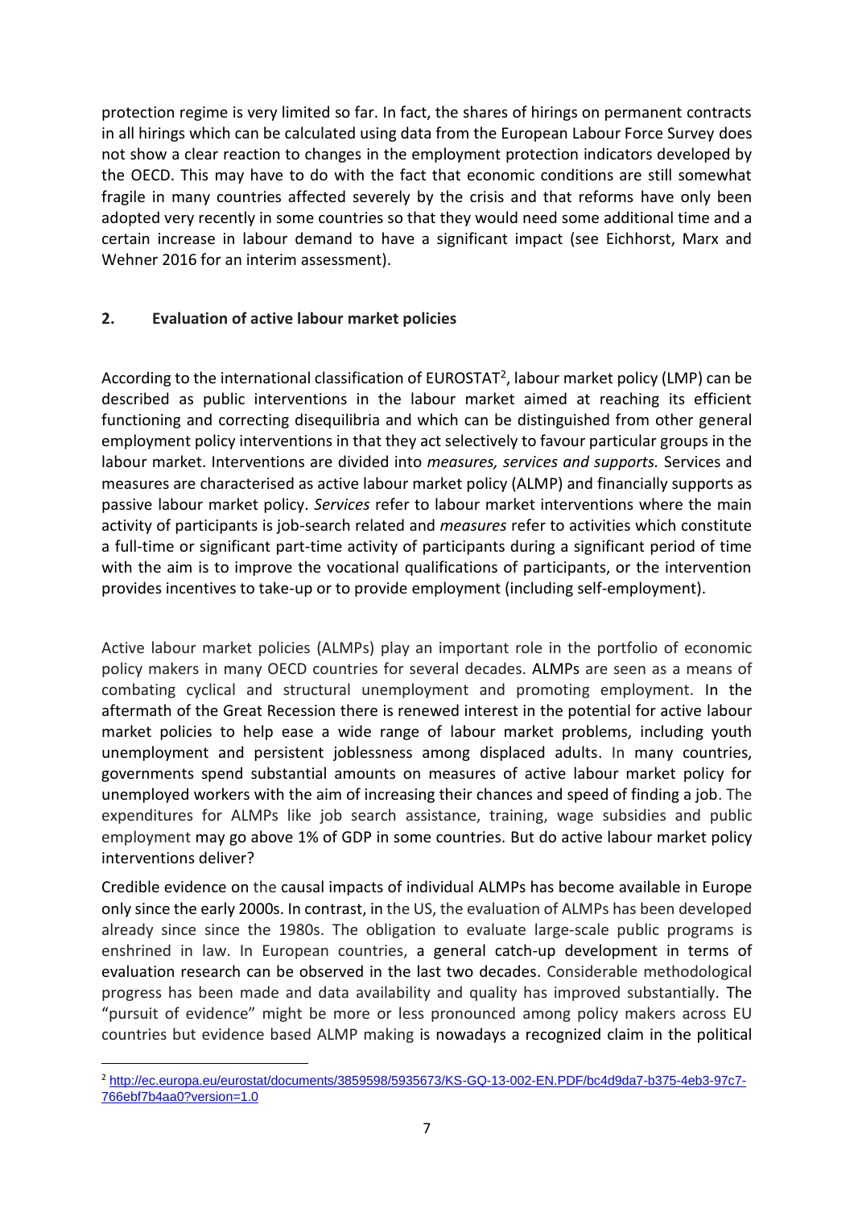protection regime is very limited so far. In fact, the shares of hirings on permanent contracts in all hirings which can be calculated using data from the European Labour Force Survey does not show a clear reaction to changes in the employment protection indicators developed by the OECD. This may have to do with the fact that economic conditions are still somewhat fragile in many countries affected severely by the crisis and that reforms have only been adopted very recently in some countries so that they would need some additional time and a certain increase in labour demand to have a significant impact (see Eichhorst, Marx and Wehner 2016 for an interim assessment).

## 2. Evaluation of active labour market policies

According to the international classification of EUROSTAT[2], labour market policy (LMP) can be described as public interventions in the labour market aimed at reaching its efficient functioning and correcting disequilibria and which can be distinguished from other general employment policy interventions in that they act selectively to favour particular groups in the labour market. Interventions are divided into *measures, services and supports.* Services and measures are characterised as active labour market policy (ALMP) and financially supports as passive labour market policy. *Services* refer to labour market interventions where the main activity of participants is job-search related and *measures* refer to activities which constitute a full-time or significant part-time activity of participants during a significant period of time with the aim is to improve the vocational qualifications of participants, or the intervention provides incentives to take-up or to provide employment (including self-employment).

Active labour market policies (ALMPs) play an important role in the portfolio of economic policy makers in many OECD countries for several decades. ALMPs are seen as a means of combating cyclical and structural unemployment and promoting employment. In the aftermath of the Great Recession there is renewed interest in the potential for active labour market policies to help ease a wide range of labour market problems, including youth unemployment and persistent joblessness among displaced adults. In many countries, governments spend substantial amounts on measures of active labour market policy for unemployed workers with the aim of increasing their chances and speed of finding a job. The expenditures for ALMPs like job search assistance, training, wage subsidies and public employment may go above 1% of GDP in some countries. But do active labour market policy interventions deliver?

Credible evidence on the causal impacts of individual ALMPs has become available in Europe only since the early 2000s. In contrast, in the US, the evaluation of ALMPs has been developed already since since the 1980s. The obligation to evaluate large-scale public programs is enshrined in law. In European countries, a general catch-up development in terms of evaluation research can be observed in the last two decades. Considerable methodological progress has been made and data availability and quality has improved substantially. The "pursuit of evidence" might be more or less pronounced among policy makers across EU countries but evidence based ALMP making is nowadays a recognized claim in the political

[2] http://ec.europa.eu/eurostat/documents/3859598/5935673/KS-GQ-13-002-EN.PDF/bc4d9da7-b375-4eb3-97c7-766ebf7b4aa0?version=1.0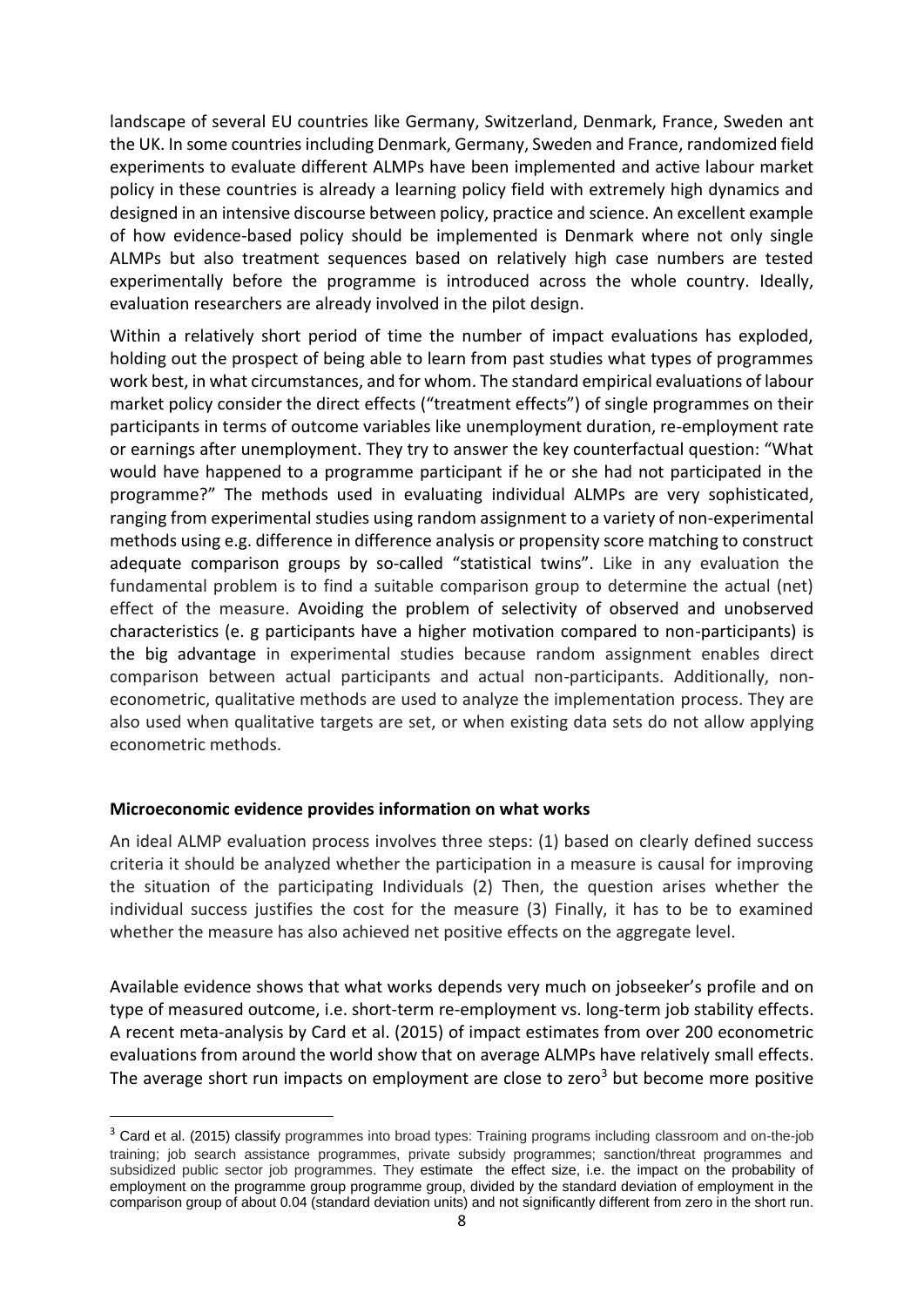landscape of several EU countries like Germany, Switzerland, Denmark, France, Sweden ant the UK. In some countries including Denmark, Germany, Sweden and France, randomized field experiments to evaluate different ALMPs have been implemented and active labour market policy in these countries is already a learning policy field with extremely high dynamics and designed in an intensive discourse between policy, practice and science. An excellent example of how evidence-based policy should be implemented is Denmark where not only single ALMPs but also treatment sequences based on relatively high case numbers are tested experimentally before the programme is introduced across the whole country. Ideally, evaluation researchers are already involved in the pilot design.

Within a relatively short period of time the number of impact evaluations has exploded, holding out the prospect of being able to learn from past studies what types of programmes work best, in what circumstances, and for whom. The standard empirical evaluations of labour market policy consider the direct effects ("treatment effects") of single programmes on their participants in terms of outcome variables like unemployment duration, re-employment rate or earnings after unemployment. They try to answer the key counterfactual question: "What would have happened to a programme participant if he or she had not participated in the programme?" The methods used in evaluating individual ALMPs are very sophisticated, ranging from experimental studies using random assignment to a variety of non-experimental methods using e.g. difference in difference analysis or propensity score matching to construct adequate comparison groups by so-called "statistical twins". Like in any evaluation the fundamental problem is to find a suitable comparison group to determine the actual (net) effect of the measure. Avoiding the problem of selectivity of observed and unobserved characteristics (e. g participants have a higher motivation compared to non-participants) is the big advantage in experimental studies because random assignment enables direct comparison between actual participants and actual non-participants. Additionally, non-econometric, qualitative methods are used to analyze the implementation process. They are also used when qualitative targets are set, or when existing data sets do not allow applying econometric methods.

**Microeconomic evidence provides information on what works**

An ideal ALMP evaluation process involves three steps: (1) based on clearly defined success criteria it should be analyzed whether the participation in a measure is causal for improving the situation of the participating Individuals (2) Then, the question arises whether the individual success justifies the cost for the measure (3) Finally, it has to be to examined whether the measure has also achieved net positive effects on the aggregate level.

Available evidence shows that what works depends very much on jobseeker's profile and on type of measured outcome, i.e. short-term re-employment vs. long-term job stability effects. A recent meta-analysis by Card et al. (2015) of impact estimates from over 200 econometric evaluations from around the world show that on average ALMPs have relatively small effects. The average short run impacts on employment are close to zero[3] but become more positive

[3] Card et al. (2015) classify programmes into broad types: Training programs including classroom and on-the-job training; job search assistance programmes, private subsidy programmes; sanction/threat programmes and subsidized public sector job programmes. They estimate the effect size, i.e. the impact on the probability of employment on the programme group programme group, divided by the standard deviation of employment in the comparison group of about 0.04 (standard deviation units) and not significantly different from zero in the short run.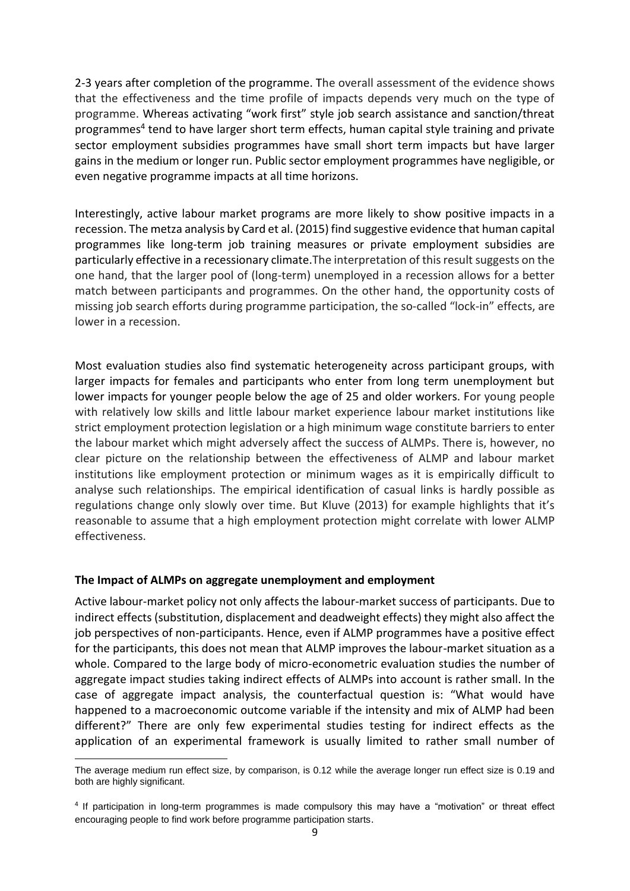2-3 years after completion of the programme. The overall assessment of the evidence shows that the effectiveness and the time profile of impacts depends very much on the type of programme. Whereas activating "work first" style job search assistance and sanction/threat programmes[4] tend to have larger short term effects, human capital style training and private sector employment subsidies programmes have small short term impacts but have larger gains in the medium or longer run. Public sector employment programmes have negligible, or even negative programme impacts at all time horizons.

Interestingly, active labour market programs are more likely to show positive impacts in a recession. The metza analysis by Card et al. (2015) find suggestive evidence that human capital programmes like long-term job training measures or private employment subsidies are particularly effective in a recessionary climate.The interpretation of this result suggests on the one hand, that the larger pool of (long-term) unemployed in a recession allows for a better match between participants and programmes. On the other hand, the opportunity costs of missing job search efforts during programme participation, the so-called "lock-in" effects, are lower in a recession.

Most evaluation studies also find systematic heterogeneity across participant groups, with larger impacts for females and participants who enter from long term unemployment but lower impacts for younger people below the age of 25 and older workers. For young people with relatively low skills and little labour market experience labour market institutions like strict employment protection legislation or a high minimum wage constitute barriers to enter the labour market which might adversely affect the success of ALMPs. There is, however, no clear picture on the relationship between the effectiveness of ALMP and labour market institutions like employment protection or minimum wages as it is empirically difficult to analyse such relationships. The empirical identification of casual links is hardly possible as regulations change only slowly over time. But Kluve (2013) for example highlights that it's reasonable to assume that a high employment protection might correlate with lower ALMP effectiveness.

**The Impact of ALMPs on aggregate unemployment and employment**

Active labour-market policy not only affects the labour-market success of participants. Due to indirect effects (substitution, displacement and deadweight effects) they might also affect the job perspectives of non-participants. Hence, even if ALMP programmes have a positive effect for the participants, this does not mean that ALMP improves the labour-market situation as a whole. Compared to the large body of micro-econometric evaluation studies the number of aggregate impact studies taking indirect effects of ALMPs into account is rather small. In the case of aggregate impact analysis, the counterfactual question is: "What would have happened to a macroeconomic outcome variable if the intensity and mix of ALMP had been different?" There are only few experimental studies testing for indirect effects as the application of an experimental framework is usually limited to rather small number of

---

The average medium run effect size, by comparison, is 0.12 while the average longer run effect size is 0.19 and both are highly significant.

[4] If participation in long-term programmes is made compulsory this may have a "motivation" or threat effect encouraging people to find work before programme participation starts.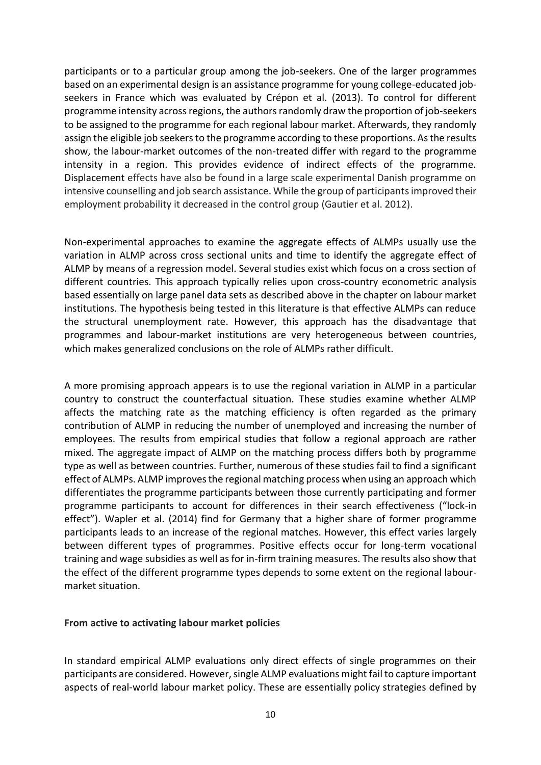participants or to a particular group among the job-seekers. One of the larger programmes based on an experimental design is an assistance programme for young college-educated job-seekers in France which was evaluated by Crépon et al. (2013). To control for different programme intensity across regions, the authors randomly draw the proportion of job-seekers to be assigned to the programme for each regional labour market. Afterwards, they randomly assign the eligible job seekers to the programme according to these proportions. As the results show, the labour-market outcomes of the non-treated differ with regard to the programme intensity in a region. This provides evidence of indirect effects of the programme. Displacement effects have also be found in a large scale experimental Danish programme on intensive counselling and job search assistance. While the group of participants improved their employment probability it decreased in the control group (Gautier et al. 2012).

Non-experimental approaches to examine the aggregate effects of ALMPs usually use the variation in ALMP across cross sectional units and time to identify the aggregate effect of ALMP by means of a regression model. Several studies exist which focus on a cross section of different countries. This approach typically relies upon cross-country econometric analysis based essentially on large panel data sets as described above in the chapter on labour market institutions. The hypothesis being tested in this literature is that effective ALMPs can reduce the structural unemployment rate. However, this approach has the disadvantage that programmes and labour-market institutions are very heterogeneous between countries, which makes generalized conclusions on the role of ALMPs rather difficult.

A more promising approach appears is to use the regional variation in ALMP in a particular country to construct the counterfactual situation. These studies examine whether ALMP affects the matching rate as the matching efficiency is often regarded as the primary contribution of ALMP in reducing the number of unemployed and increasing the number of employees. The results from empirical studies that follow a regional approach are rather mixed. The aggregate impact of ALMP on the matching process differs both by programme type as well as between countries. Further, numerous of these studies fail to find a significant effect of ALMPs. ALMP improves the regional matching process when using an approach which differentiates the programme participants between those currently participating and former programme participants to account for differences in their search effectiveness ("lock-in effect"). Wapler et al. (2014) find for Germany that a higher share of former programme participants leads to an increase of the regional matches. However, this effect varies largely between different types of programmes. Positive effects occur for long-term vocational training and wage subsidies as well as for in-firm training measures. The results also show that the effect of the different programme types depends to some extent on the regional labour-market situation.

**From active to activating labour market policies**

In standard empirical ALMP evaluations only direct effects of single programmes on their participants are considered. However, single ALMP evaluations might fail to capture important aspects of real-world labour market policy. These are essentially policy strategies defined by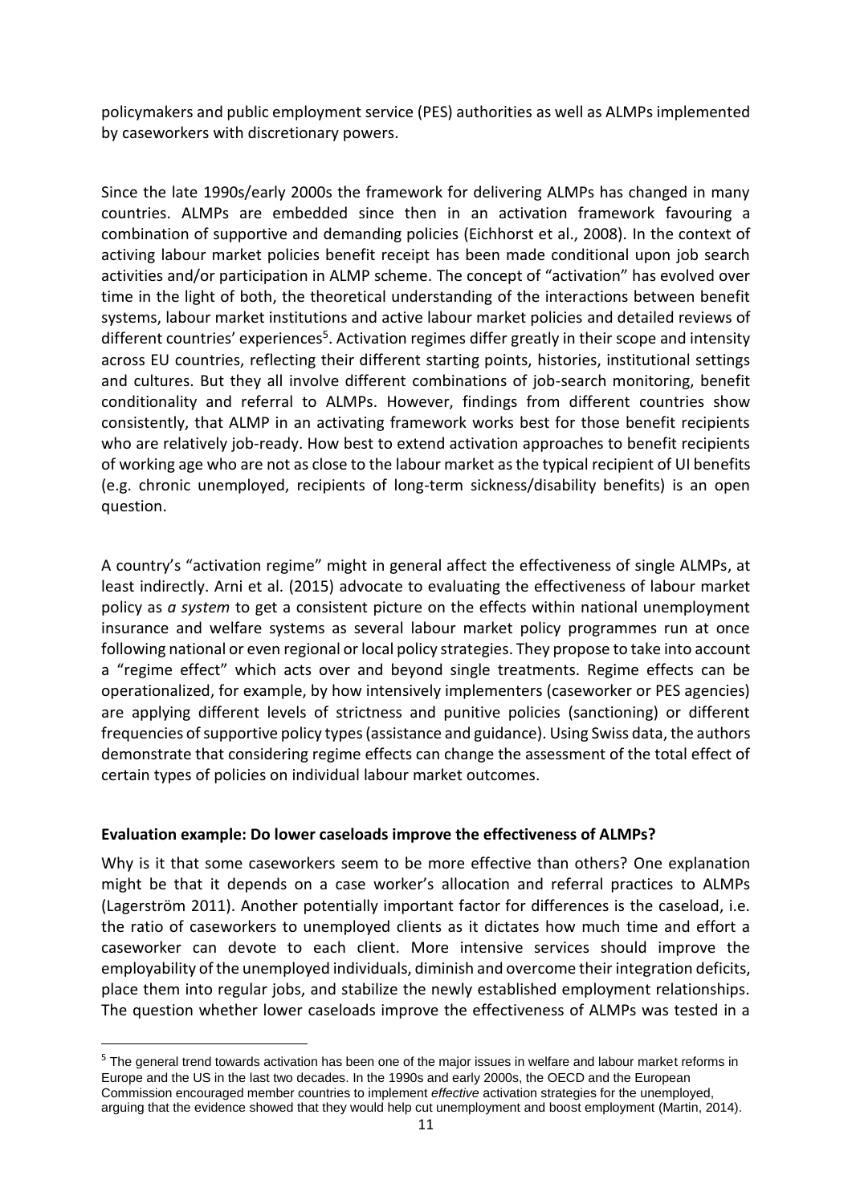policymakers and public employment service (PES) authorities as well as ALMPs implemented by caseworkers with discretionary powers.

Since the late 1990s/early 2000s the framework for delivering ALMPs has changed in many countries. ALMPs are embedded since then in an activation framework favouring a combination of supportive and demanding policies (Eichhorst et al., 2008). In the context of activing labour market policies benefit receipt has been made conditional upon job search activities and/or participation in ALMP scheme. The concept of "activation" has evolved over time in the light of both, the theoretical understanding of the interactions between benefit systems, labour market institutions and active labour market policies and detailed reviews of different countries' experiences[5]. Activation regimes differ greatly in their scope and intensity across EU countries, reflecting their different starting points, histories, institutional settings and cultures. But they all involve different combinations of job-search monitoring, benefit conditionality and referral to ALMPs. However, findings from different countries show consistently, that ALMP in an activating framework works best for those benefit recipients who are relatively job-ready. How best to extend activation approaches to benefit recipients of working age who are not as close to the labour market as the typical recipient of UI benefits (e.g. chronic unemployed, recipients of long-term sickness/disability benefits) is an open question.

A country's "activation regime" might in general affect the effectiveness of single ALMPs, at least indirectly. Arni et al. (2015) advocate to evaluating the effectiveness of labour market policy as *a system* to get a consistent picture on the effects within national unemployment insurance and welfare systems as several labour market policy programmes run at once following national or even regional or local policy strategies. They propose to take into account a "regime effect" which acts over and beyond single treatments. Regime effects can be operationalized, for example, by how intensively implementers (caseworker or PES agencies) are applying different levels of strictness and punitive policies (sanctioning) or different frequencies of supportive policy types (assistance and guidance). Using Swiss data, the authors demonstrate that considering regime effects can change the assessment of the total effect of certain types of policies on individual labour market outcomes.

**Evaluation example: Do lower caseloads improve the effectiveness of ALMPs?**

Why is it that some caseworkers seem to be more effective than others? One explanation might be that it depends on a case worker's allocation and referral practices to ALMPs (Lagerström 2011). Another potentially important factor for differences is the caseload, i.e. the ratio of caseworkers to unemployed clients as it dictates how much time and effort a caseworker can devote to each client. More intensive services should improve the employability of the unemployed individuals, diminish and overcome their integration deficits, place them into regular jobs, and stabilize the newly established employment relationships. The question whether lower caseloads improve the effectiveness of ALMPs was tested in a

[5] The general trend towards activation has been one of the major issues in welfare and labour market reforms in Europe and the US in the last two decades. In the 1990s and early 2000s, the OECD and the European Commission encouraged member countries to implement *effective* activation strategies for the unemployed, arguing that the evidence showed that they would help cut unemployment and boost employment (Martin, 2014).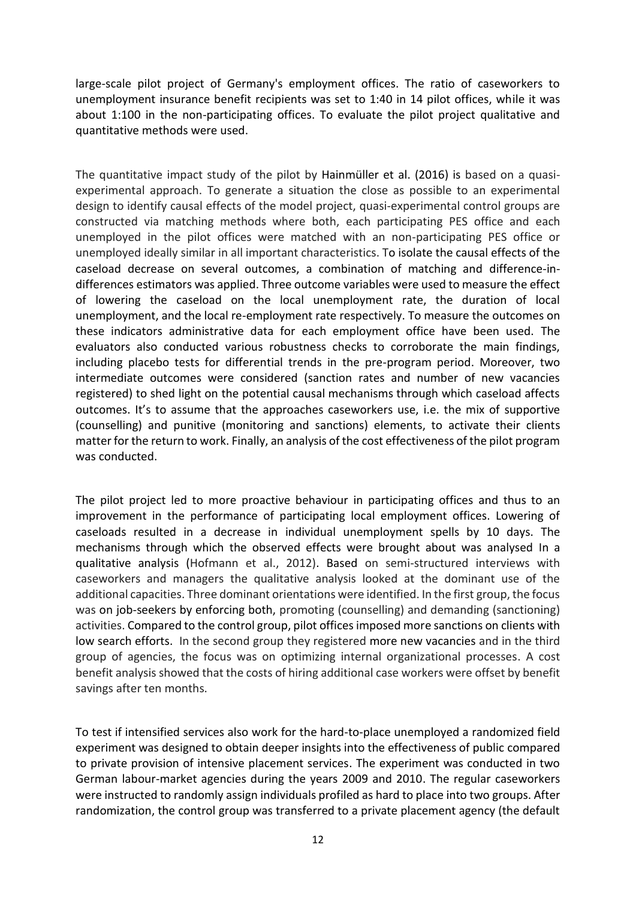large-scale pilot project of Germany's employment offices. The ratio of caseworkers to unemployment insurance benefit recipients was set to 1:40 in 14 pilot offices, while it was about 1:100 in the non-participating offices. To evaluate the pilot project qualitative and quantitative methods were used.

The quantitative impact study of the pilot by Hainmüller et al. (2016) is based on a quasi-experimental approach. To generate a situation the close as possible to an experimental design to identify causal effects of the model project, quasi-experimental control groups are constructed via matching methods where both, each participating PES office and each unemployed in the pilot offices were matched with an non-participating PES office or unemployed ideally similar in all important characteristics. To isolate the causal effects of the caseload decrease on several outcomes, a combination of matching and difference-in-differences estimators was applied. Three outcome variables were used to measure the effect of lowering the caseload on the local unemployment rate, the duration of local unemployment, and the local re-employment rate respectively. To measure the outcomes on these indicators administrative data for each employment office have been used. The evaluators also conducted various robustness checks to corroborate the main findings, including placebo tests for differential trends in the pre-program period. Moreover, two intermediate outcomes were considered (sanction rates and number of new vacancies registered) to shed light on the potential causal mechanisms through which caseload affects outcomes. It's to assume that the approaches caseworkers use, i.e. the mix of supportive (counselling) and punitive (monitoring and sanctions) elements, to activate their clients matter for the return to work. Finally, an analysis of the cost effectiveness of the pilot program was conducted.

The pilot project led to more proactive behaviour in participating offices and thus to an improvement in the performance of participating local employment offices. Lowering of caseloads resulted in a decrease in individual unemployment spells by 10 days. The mechanisms through which the observed effects were brought about was analysed In a qualitative analysis (Hofmann et al., 2012). Based on semi-structured interviews with caseworkers and managers the qualitative analysis looked at the dominant use of the additional capacities. Three dominant orientations were identified. In the first group, the focus was on job-seekers by enforcing both, promoting (counselling) and demanding (sanctioning) activities. Compared to the control group, pilot offices imposed more sanctions on clients with low search efforts. In the second group they registered more new vacancies and in the third group of agencies, the focus was on optimizing internal organizational processes. A cost benefit analysis showed that the costs of hiring additional case workers were offset by benefit savings after ten months.

To test if intensified services also work for the hard-to-place unemployed a randomized field experiment was designed to obtain deeper insights into the effectiveness of public compared to private provision of intensive placement services. The experiment was conducted in two German labour-market agencies during the years 2009 and 2010. The regular caseworkers were instructed to randomly assign individuals profiled as hard to place into two groups. After randomization, the control group was transferred to a private placement agency (the default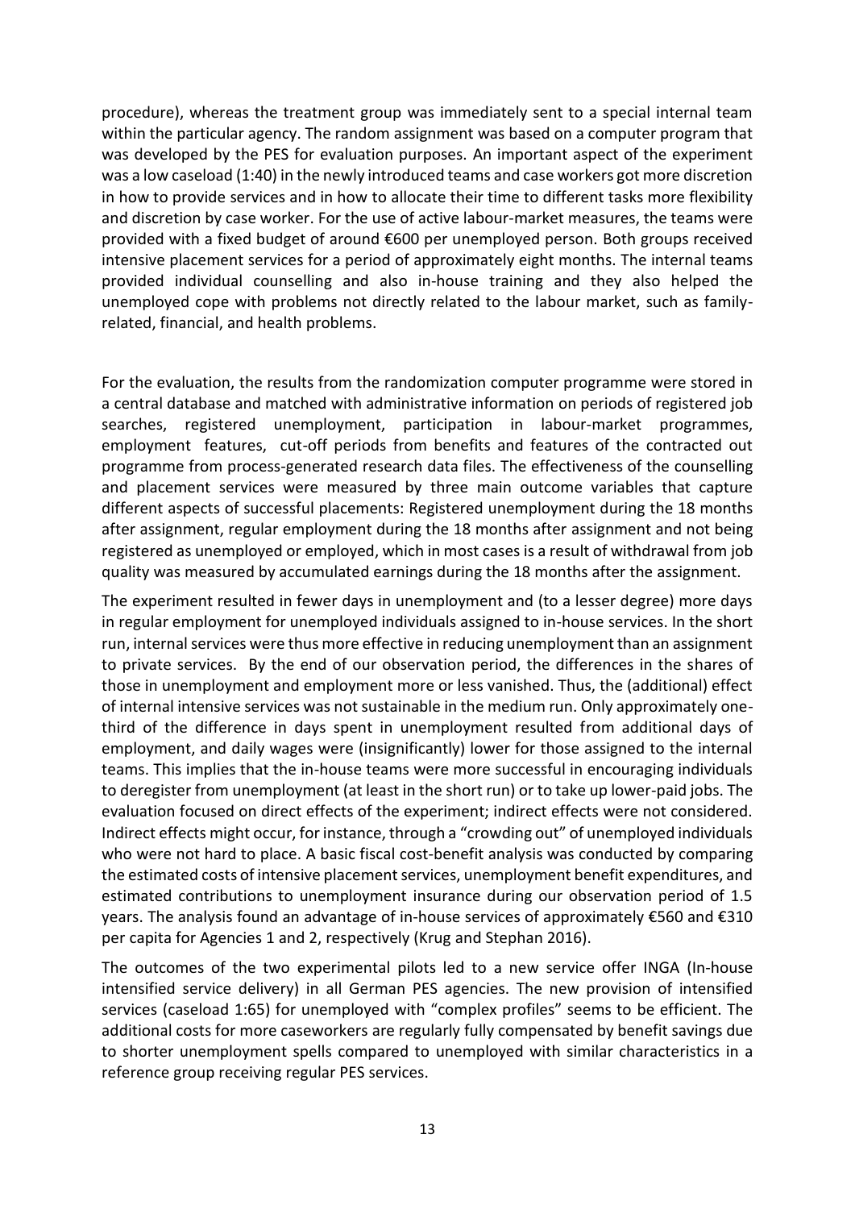procedure), whereas the treatment group was immediately sent to a special internal team within the particular agency. The random assignment was based on a computer program that was developed by the PES for evaluation purposes. An important aspect of the experiment was a low caseload (1:40) in the newly introduced teams and case workers got more discretion in how to provide services and in how to allocate their time to different tasks more flexibility and discretion by case worker. For the use of active labour-market measures, the teams were provided with a fixed budget of around €600 per unemployed person. Both groups received intensive placement services for a period of approximately eight months. The internal teams provided individual counselling and also in-house training and they also helped the unemployed cope with problems not directly related to the labour market, such as family-related, financial, and health problems.

For the evaluation, the results from the randomization computer programme were stored in a central database and matched with administrative information on periods of registered job searches, registered unemployment, participation in labour-market programmes, employment features, cut-off periods from benefits and features of the contracted out programme from process-generated research data files. The effectiveness of the counselling and placement services were measured by three main outcome variables that capture different aspects of successful placements: Registered unemployment during the 18 months after assignment, regular employment during the 18 months after assignment and not being registered as unemployed or employed, which in most cases is a result of withdrawal from job quality was measured by accumulated earnings during the 18 months after the assignment.

The experiment resulted in fewer days in unemployment and (to a lesser degree) more days in regular employment for unemployed individuals assigned to in-house services. In the short run, internal services were thus more effective in reducing unemployment than an assignment to private services. By the end of our observation period, the differences in the shares of those in unemployment and employment more or less vanished. Thus, the (additional) effect of internal intensive services was not sustainable in the medium run. Only approximately one-third of the difference in days spent in unemployment resulted from additional days of employment, and daily wages were (insignificantly) lower for those assigned to the internal teams. This implies that the in-house teams were more successful in encouraging individuals to deregister from unemployment (at least in the short run) or to take up lower-paid jobs. The evaluation focused on direct effects of the experiment; indirect effects were not considered. Indirect effects might occur, for instance, through a "crowding out" of unemployed individuals who were not hard to place. A basic fiscal cost-benefit analysis was conducted by comparing the estimated costs of intensive placement services, unemployment benefit expenditures, and estimated contributions to unemployment insurance during our observation period of 1.5 years. The analysis found an advantage of in-house services of approximately €560 and €310 per capita for Agencies 1 and 2, respectively (Krug and Stephan 2016).

The outcomes of the two experimental pilots led to a new service offer INGA (In-house intensified service delivery) in all German PES agencies. The new provision of intensified services (caseload 1:65) for unemployed with "complex profiles" seems to be efficient. The additional costs for more caseworkers are regularly fully compensated by benefit savings due to shorter unemployment spells compared to unemployed with similar characteristics in a reference group receiving regular PES services.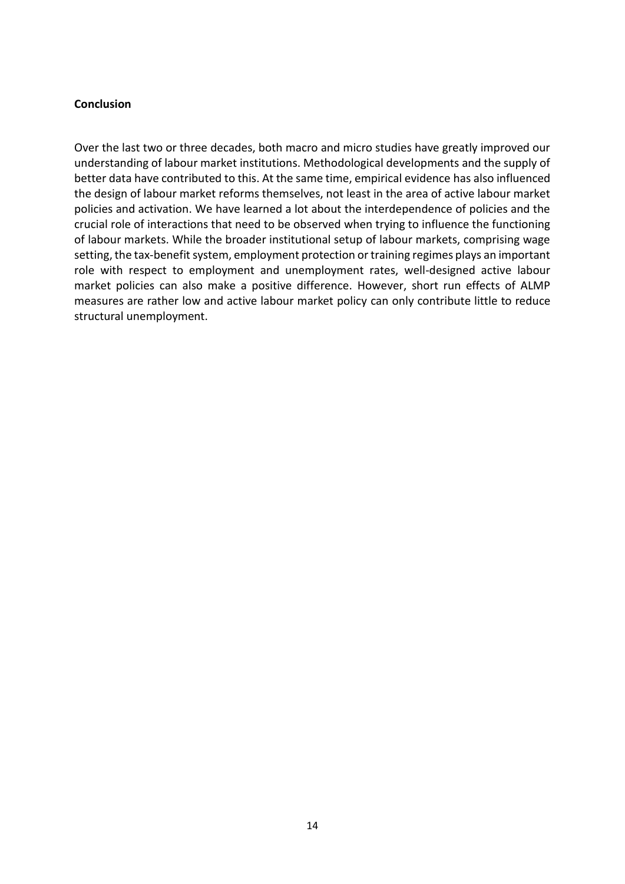## Conclusion

Over the last two or three decades, both macro and micro studies have greatly improved our understanding of labour market institutions. Methodological developments and the supply of better data have contributed to this. At the same time, empirical evidence has also influenced the design of labour market reforms themselves, not least in the area of active labour market policies and activation. We have learned a lot about the interdependence of policies and the crucial role of interactions that need to be observed when trying to influence the functioning of labour markets. While the broader institutional setup of labour markets, comprising wage setting, the tax-benefit system, employment protection or training regimes plays an important role with respect to employment and unemployment rates, well-designed active labour market policies can also make a positive difference. However, short run effects of ALMP measures are rather low and active labour market policy can only contribute little to reduce structural unemployment.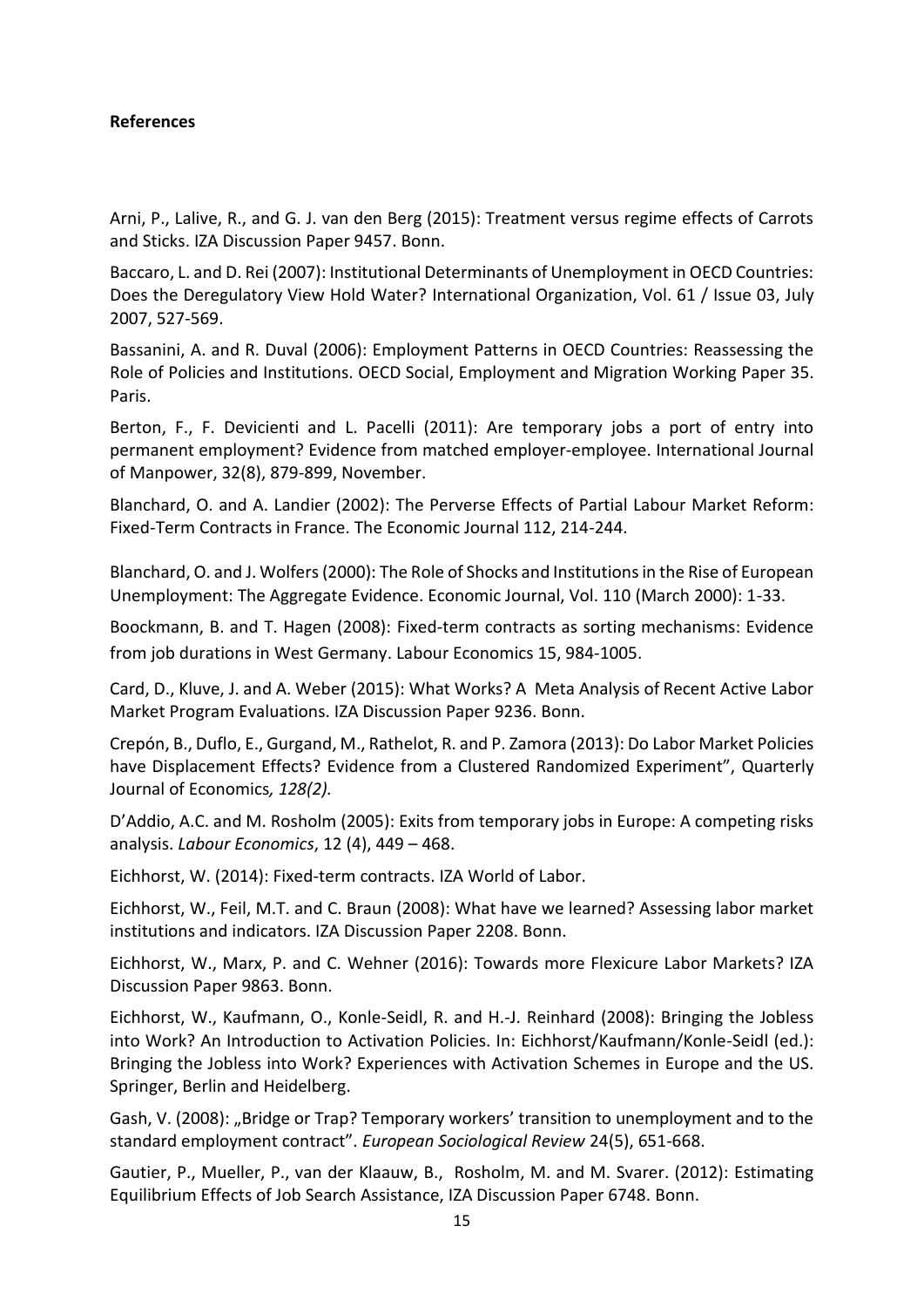**References**

Arni, P., Lalive, R., and G. J. van den Berg (2015): Treatment versus regime effects of Carrots and Sticks. IZA Discussion Paper 9457. Bonn.

Baccaro, L. and D. Rei (2007): Institutional Determinants of Unemployment in OECD Countries: Does the Deregulatory View Hold Water? International Organization, Vol. 61 / Issue 03, July 2007, 527-569.

Bassanini, A. and R. Duval (2006): Employment Patterns in OECD Countries: Reassessing the Role of Policies and Institutions. OECD Social, Employment and Migration Working Paper 35. Paris.

Berton, F., F. Devicienti and L. Pacelli (2011): Are temporary jobs a port of entry into permanent employment? Evidence from matched employer-employee. International Journal of Manpower, 32(8), 879-899, November.

Blanchard, O. and A. Landier (2002): The Perverse Effects of Partial Labour Market Reform: Fixed-Term Contracts in France. The Economic Journal 112, 214-244.

Blanchard, O. and J. Wolfers (2000): The Role of Shocks and Institutions in the Rise of European Unemployment: The Aggregate Evidence. Economic Journal, Vol. 110 (March 2000): 1-33.

Boockmann, B. and T. Hagen (2008): Fixed-term contracts as sorting mechanisms: Evidence from job durations in West Germany. Labour Economics 15, 984-1005.

Card, D., Kluve, J. and A. Weber (2015): What Works? A Meta Analysis of Recent Active Labor Market Program Evaluations. IZA Discussion Paper 9236. Bonn.

Crepón, B., Duflo, E., Gurgand, M., Rathelot, R. and P. Zamora (2013): Do Labor Market Policies have Displacement Effects? Evidence from a Clustered Randomized Experiment", Quarterly Journal of Economics*, 128(2).*

D'Addio, A.C. and M. Rosholm (2005): Exits from temporary jobs in Europe: A competing risks analysis. *Labour Economics*, 12 (4), 449 – 468.

Eichhorst, W. (2014): Fixed-term contracts. IZA World of Labor.

Eichhorst, W., Feil, M.T. and C. Braun (2008): What have we learned? Assessing labor market institutions and indicators. IZA Discussion Paper 2208. Bonn.

Eichhorst, W., Marx, P. and C. Wehner (2016): Towards more Flexicure Labor Markets? IZA Discussion Paper 9863. Bonn.

Eichhorst, W., Kaufmann, O., Konle-Seidl, R. and H.-J. Reinhard (2008): Bringing the Jobless into Work? An Introduction to Activation Policies. In: Eichhorst/Kaufmann/Konle-Seidl (ed.): Bringing the Jobless into Work? Experiences with Activation Schemes in Europe and the US. Springer, Berlin and Heidelberg.

Gash, V. (2008): „Bridge or Trap? Temporary workers' transition to unemployment and to the standard employment contract". *European Sociological Review* 24(5), 651-668.

Gautier, P., Mueller, P., van der Klaauw, B., Rosholm, M. and M. Svarer. (2012): Estimating Equilibrium Effects of Job Search Assistance, IZA Discussion Paper 6748. Bonn.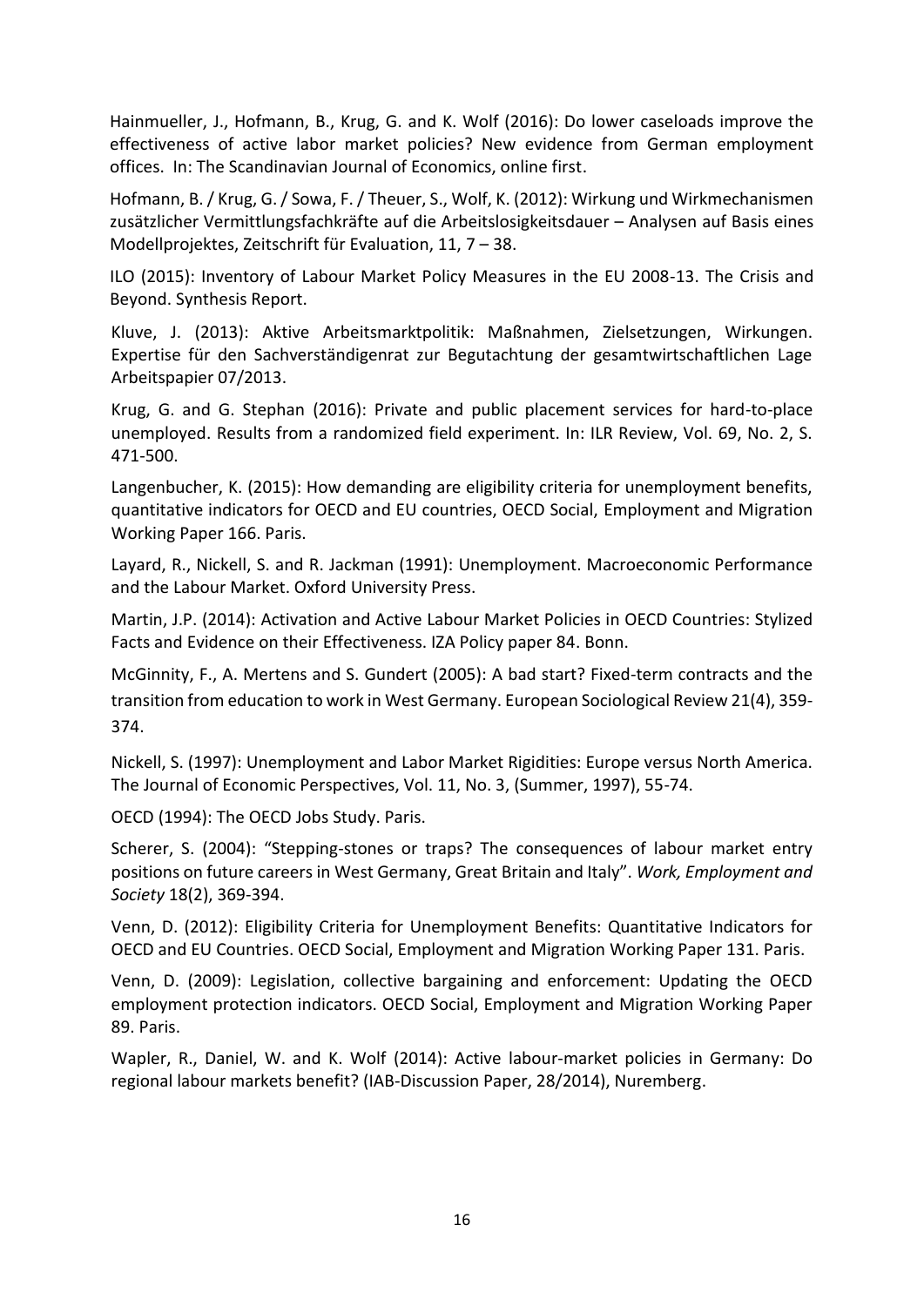Hainmueller, J., Hofmann, B., Krug, G. and K. Wolf (2016): Do lower caseloads improve the effectiveness of active labor market policies? New evidence from German employment offices. In: The Scandinavian Journal of Economics, online first.

Hofmann, B. / Krug, G. / Sowa, F. / Theuer, S., Wolf, K. (2012): Wirkung und Wirkmechanismen zusätzlicher Vermittlungsfachkräfte auf die Arbeitslosigkeitsdauer – Analysen auf Basis eines Modellprojektes, Zeitschrift für Evaluation, 11, 7 – 38.

ILO (2015): Inventory of Labour Market Policy Measures in the EU 2008-13. The Crisis and Beyond. Synthesis Report.

Kluve, J. (2013): Aktive Arbeitsmarktpolitik: Maßnahmen, Zielsetzungen, Wirkungen. Expertise für den Sachverständigenrat zur Begutachtung der gesamtwirtschaftlichen Lage Arbeitspapier 07/2013.

Krug, G. and G. Stephan (2016): Private and public placement services for hard-to-place unemployed. Results from a randomized field experiment. In: ILR Review, Vol. 69, No. 2, S. 471-500.

Langenbucher, K. (2015): How demanding are eligibility criteria for unemployment benefits, quantitative indicators for OECD and EU countries, OECD Social, Employment and Migration Working Paper 166. Paris.

Layard, R., Nickell, S. and R. Jackman (1991): Unemployment. Macroeconomic Performance and the Labour Market. Oxford University Press.

Martin, J.P. (2014): Activation and Active Labour Market Policies in OECD Countries: Stylized Facts and Evidence on their Effectiveness. IZA Policy paper 84. Bonn.

McGinnity, F., A. Mertens and S. Gundert (2005): A bad start? Fixed-term contracts and the transition from education to work in West Germany. European Sociological Review 21(4), 359-374.

Nickell, S. (1997): Unemployment and Labor Market Rigidities: Europe versus North America. The Journal of Economic Perspectives, Vol. 11, No. 3, (Summer, 1997), 55-74.

OECD (1994): The OECD Jobs Study. Paris.

Scherer, S. (2004): "Stepping-stones or traps? The consequences of labour market entry positions on future careers in West Germany, Great Britain and Italy". *Work, Employment and Society* 18(2), 369-394.

Venn, D. (2012): Eligibility Criteria for Unemployment Benefits: Quantitative Indicators for OECD and EU Countries. OECD Social, Employment and Migration Working Paper 131. Paris.

Venn, D. (2009): Legislation, collective bargaining and enforcement: Updating the OECD employment protection indicators. OECD Social, Employment and Migration Working Paper 89. Paris.

Wapler, R., Daniel, W. and K. Wolf (2014): Active labour-market policies in Germany: Do regional labour markets benefit? (IAB-Discussion Paper, 28/2014), Nuremberg.